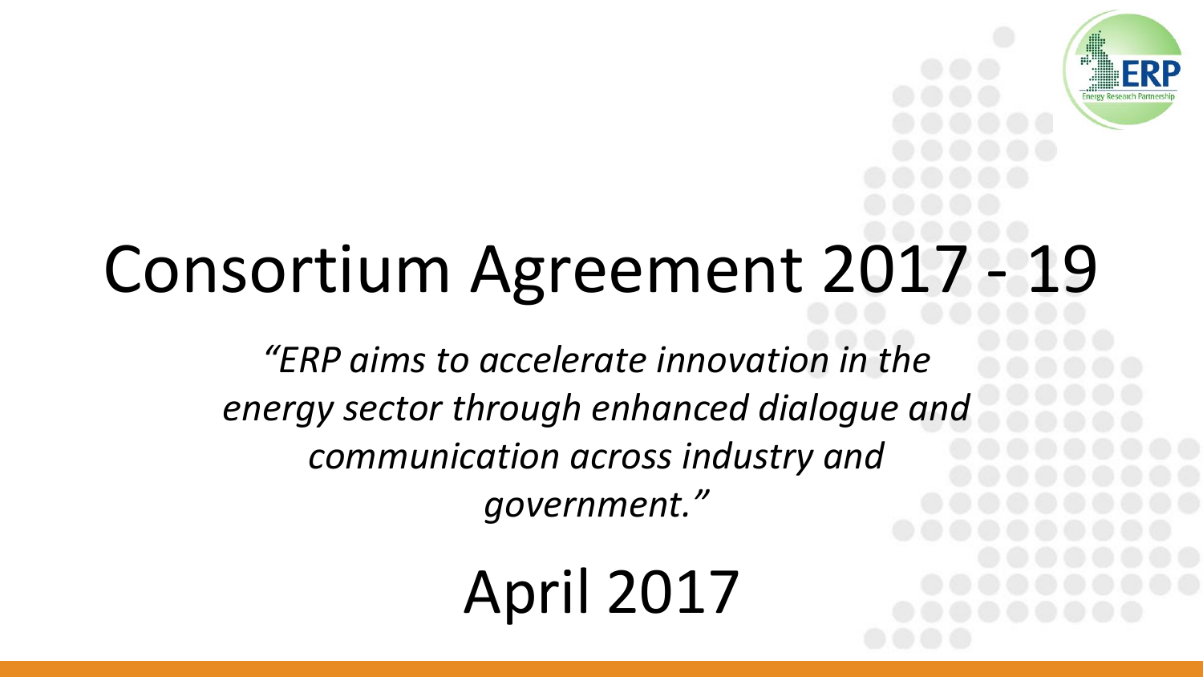# Consortium Agreement 2017 - 19

*"ERP aims to accelerate innovation in the energy sector through enhanced dialogue and communication across industry and government."*

April 2017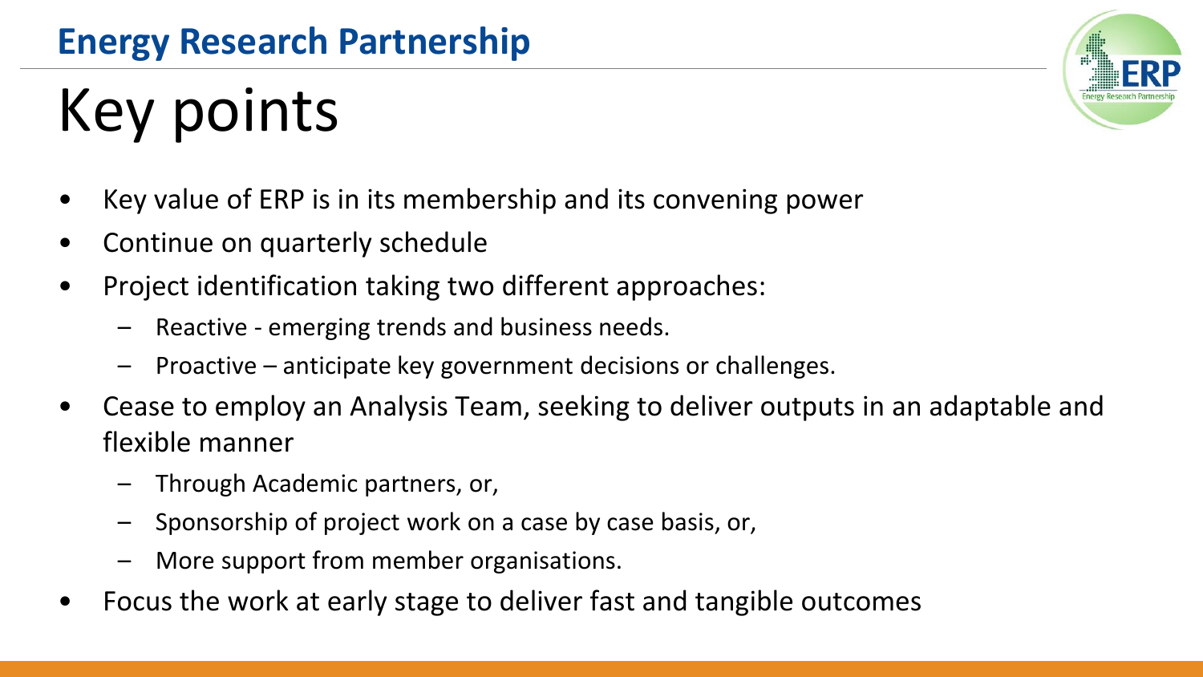# Key points

- Key value of ERP is in its membership and its convening power
- Continue on quarterly schedule
- Project identification taking two different approaches:
  - Reactive - emerging trends and business needs.
  - Proactive – anticipate key government decisions or challenges.
- Cease to employ an Analysis Team, seeking to deliver outputs in an adaptable and flexible manner
  - Through Academic partners, or,
  - Sponsorship of project work on a case by case basis, or,
  - More support from member organisations.
- Focus the work at early stage to deliver fast and tangible outcomes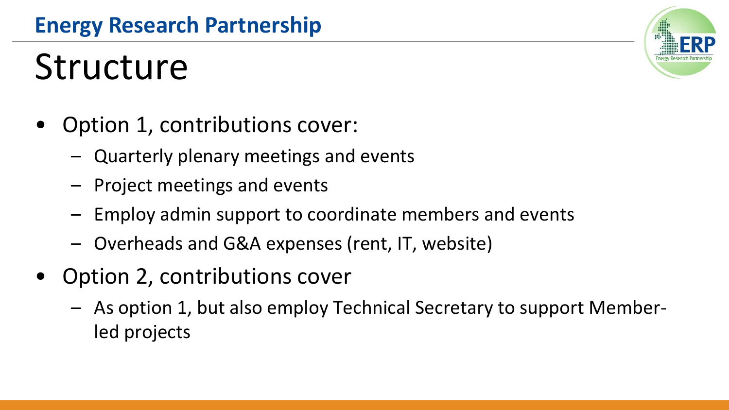## Energy Research Partnership

# Structure

- Option 1, contributions cover:
  - Quarterly plenary meetings and events
  - Project meetings and events
  - Employ admin support to coordinate members and events
  - Overheads and G&A expenses (rent, IT, website)
- Option 2, contributions cover
  - As option 1, but also employ Technical Secretary to support Member-led projects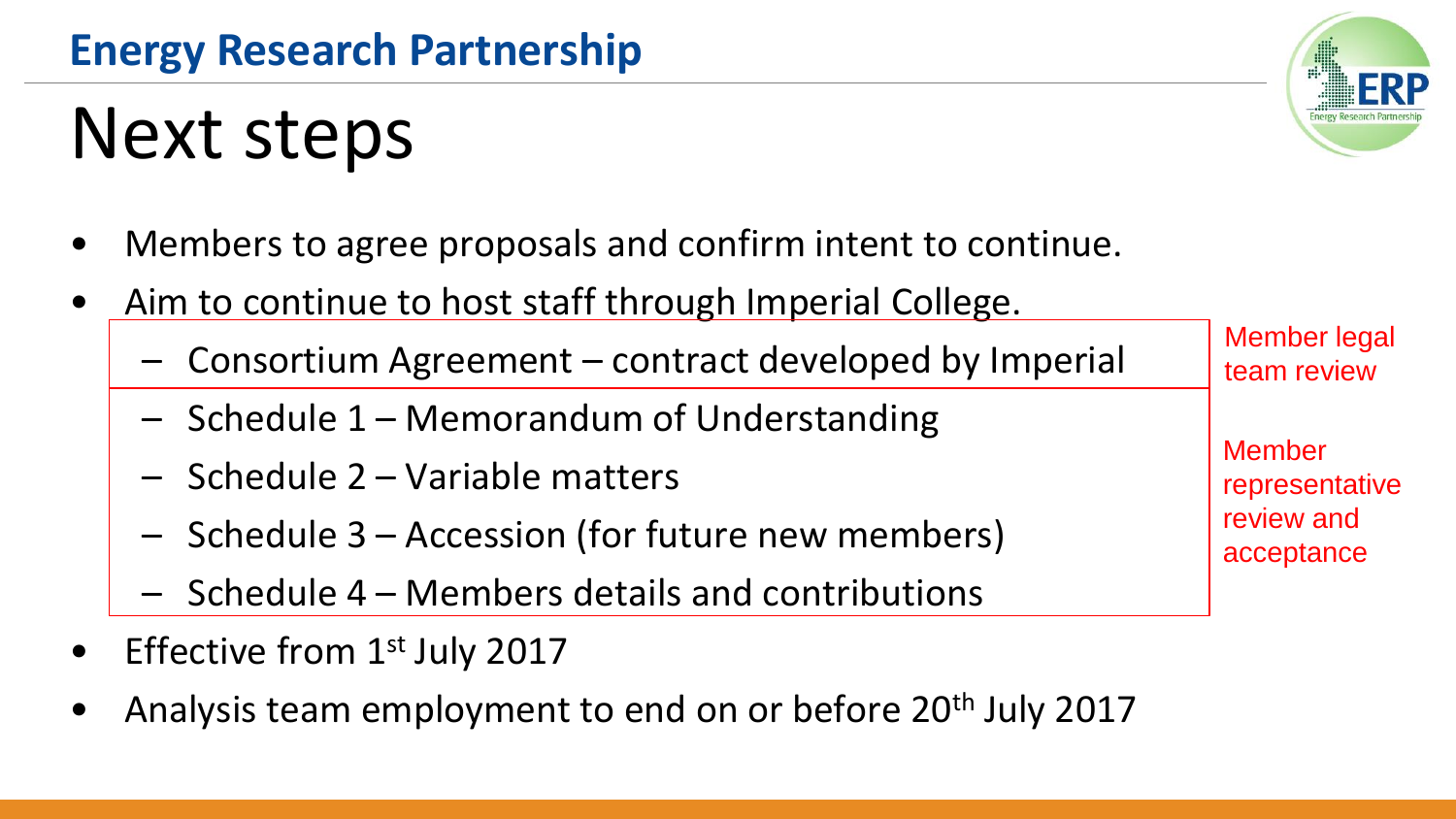**Energy Research Partnership**

# Next steps

- Members to agree proposals and confirm intent to continue.
- Aim to continue to host staff through Imperial College.
  - Consortium Agreement – contract developed by Imperial
  - Schedule 1 – Memorandum of Understanding
  - Schedule 2 – Variable matters
  - Schedule 3 – Accession (for future new members)
  - Schedule 4 – Members details and contributions
- Effective from 1st July 2017
- Analysis team employment to end on or before 20th July 2017

Member legal team review

Member representative review and acceptance